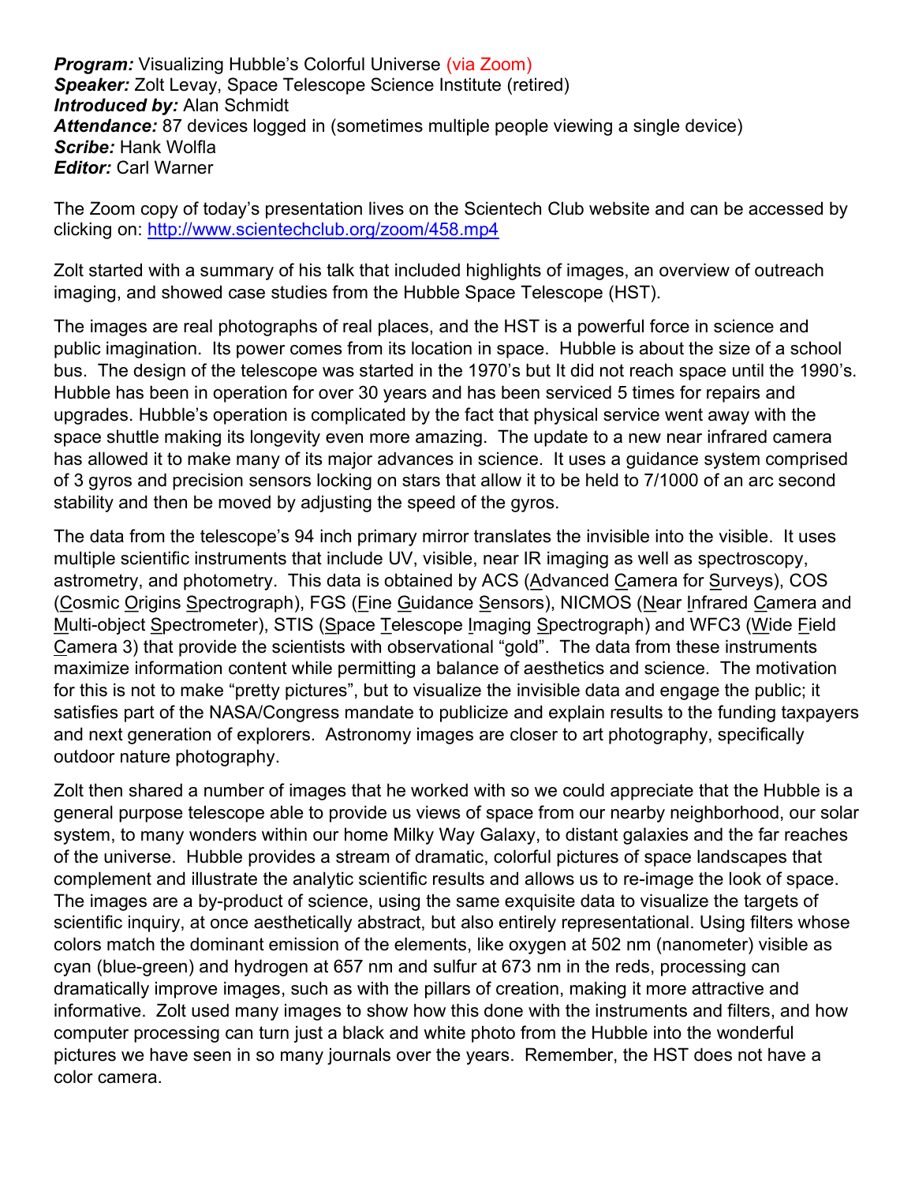***Program:*** Visualizing Hubble's Colorful Universe (via Zoom)
***Speaker:*** Zolt Levay, Space Telescope Science Institute (retired)
***Introduced by:*** Alan Schmidt
***Attendance:*** 87 devices logged in (sometimes multiple people viewing a single device)
***Scribe:*** Hank Wolfla
***Editor:*** Carl Warner

The Zoom copy of today's presentation lives on the Scientech Club website and can be accessed by clicking on: [http://www.scientechclub.org/zoom/458.mp4](http://www.scientechclub.org/zoom/458.mp4)

Zolt started with a summary of his talk that included highlights of images, an overview of outreach imaging, and showed case studies from the Hubble Space Telescope (HST).

The images are real photographs of real places, and the HST is a powerful force in science and public imagination. Its power comes from its location in space. Hubble is about the size of a school bus. The design of the telescope was started in the 1970's but It did not reach space until the 1990's. Hubble has been in operation for over 30 years and has been serviced 5 times for repairs and upgrades. Hubble's operation is complicated by the fact that physical service went away with the space shuttle making its longevity even more amazing. The update to a new near infrared camera has allowed it to make many of its major advances in science. It uses a guidance system comprised of 3 gyros and precision sensors locking on stars that allow it to be held to 7/1000 of an arc second stability and then be moved by adjusting the speed of the gyros.

The data from the telescope's 94 inch primary mirror translates the invisible into the visible. It uses multiple scientific instruments that include UV, visible, near IR imaging as well as spectroscopy, astrometry, and photometry. This data is obtained by ACS (Advanced Camera for Surveys), COS (Cosmic Origins Spectrograph), FGS (Fine Guidance Sensors), NICMOS (Near Infrared Camera and Multi-object Spectrometer), STIS (Space Telescope Imaging Spectrograph) and WFC3 (Wide Field Camera 3) that provide the scientists with observational "gold". The data from these instruments maximize information content while permitting a balance of aesthetics and science. The motivation for this is not to make "pretty pictures", but to visualize the invisible data and engage the public; it satisfies part of the NASA/Congress mandate to publicize and explain results to the funding taxpayers and next generation of explorers. Astronomy images are closer to art photography, specifically outdoor nature photography.

Zolt then shared a number of images that he worked with so we could appreciate that the Hubble is a general purpose telescope able to provide us views of space from our nearby neighborhood, our solar system, to many wonders within our home Milky Way Galaxy, to distant galaxies and the far reaches of the universe. Hubble provides a stream of dramatic, colorful pictures of space landscapes that complement and illustrate the analytic scientific results and allows us to re-image the look of space. The images are a by-product of science, using the same exquisite data to visualize the targets of scientific inquiry, at once aesthetically abstract, but also entirely representational. Using filters whose colors match the dominant emission of the elements, like oxygen at 502 nm (nanometer) visible as cyan (blue-green) and hydrogen at 657 nm and sulfur at 673 nm in the reds, processing can dramatically improve images, such as with the pillars of creation, making it more attractive and informative. Zolt used many images to show how this done with the instruments and filters, and how computer processing can turn just a black and white photo from the Hubble into the wonderful pictures we have seen in so many journals over the years. Remember, the HST does not have a color camera.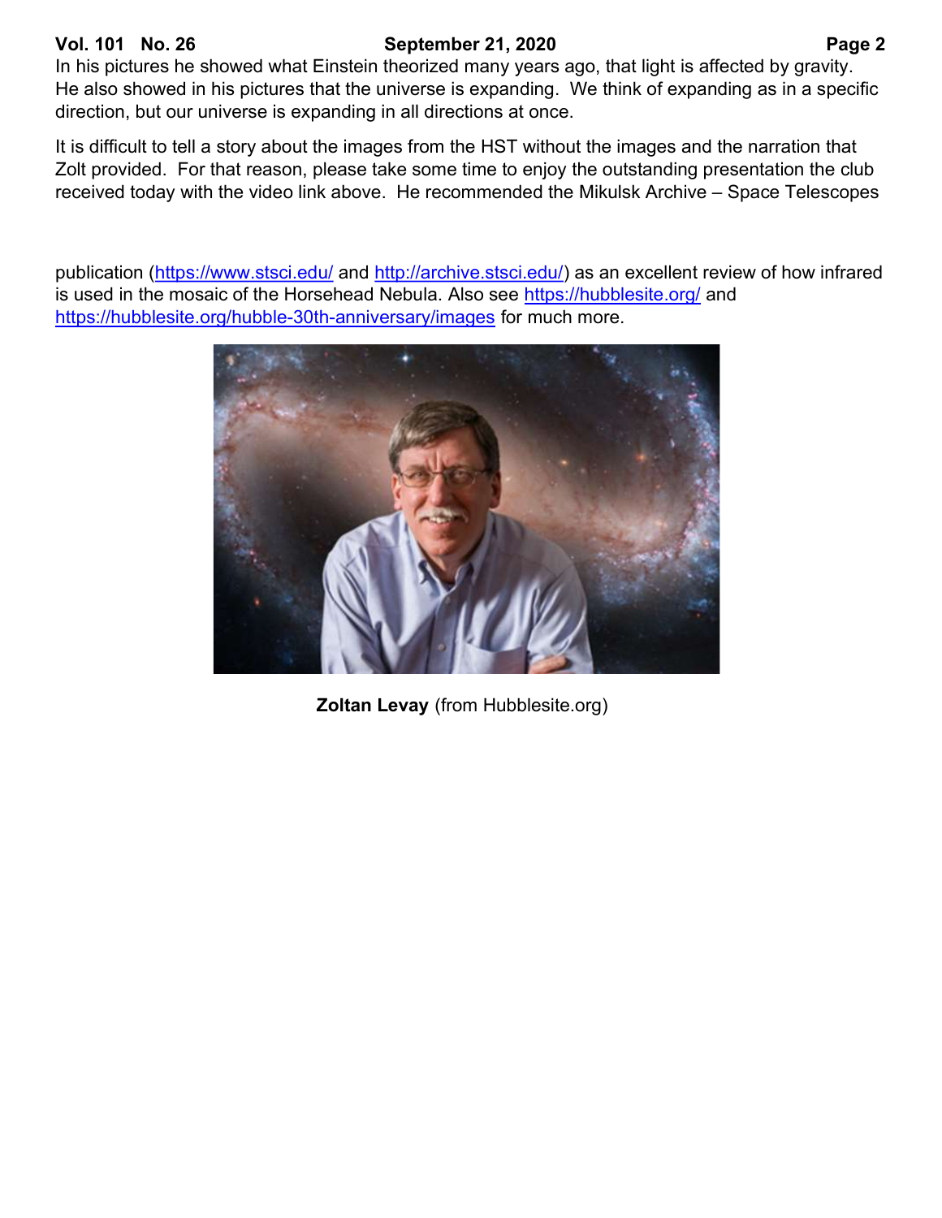In his pictures he showed what Einstein theorized many years ago, that light is affected by gravity. He also showed in his pictures that the universe is expanding. We think of expanding as in a specific direction, but our universe is expanding in all directions at once.

It is difficult to tell a story about the images from the HST without the images and the narration that Zolt provided. For that reason, please take some time to enjoy the outstanding presentation the club received today with the video link above. He recommended the Mikulsk Archive – Space Telescopes publication (https://www.stsci.edu/ and http://archive.stsci.edu/) as an excellent review of how infrared is used in the mosaic of the Horsehead Nebula. Also see https://hubblesite.org/ and https://hubblesite.org/hubble-30th-anniversary/images for much more.

**Zoltan Levay** (from Hubblesite.org)